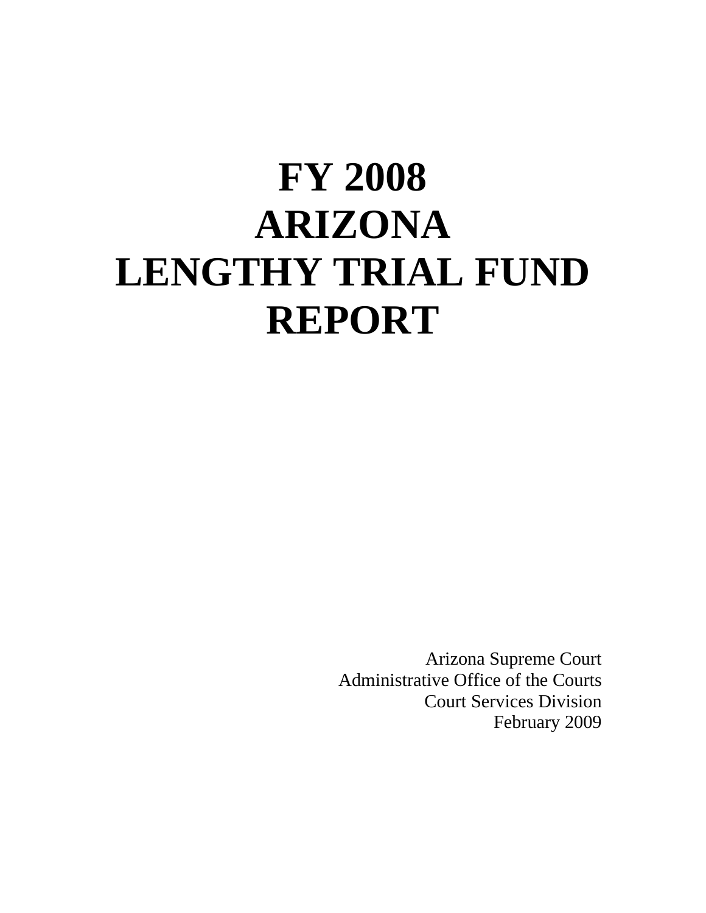# FY 2008 ARIZONA LENGTHY TRIAL FUND REPORT

Arizona Supreme Court
Administrative Office of the Courts
Court Services Division
February 2009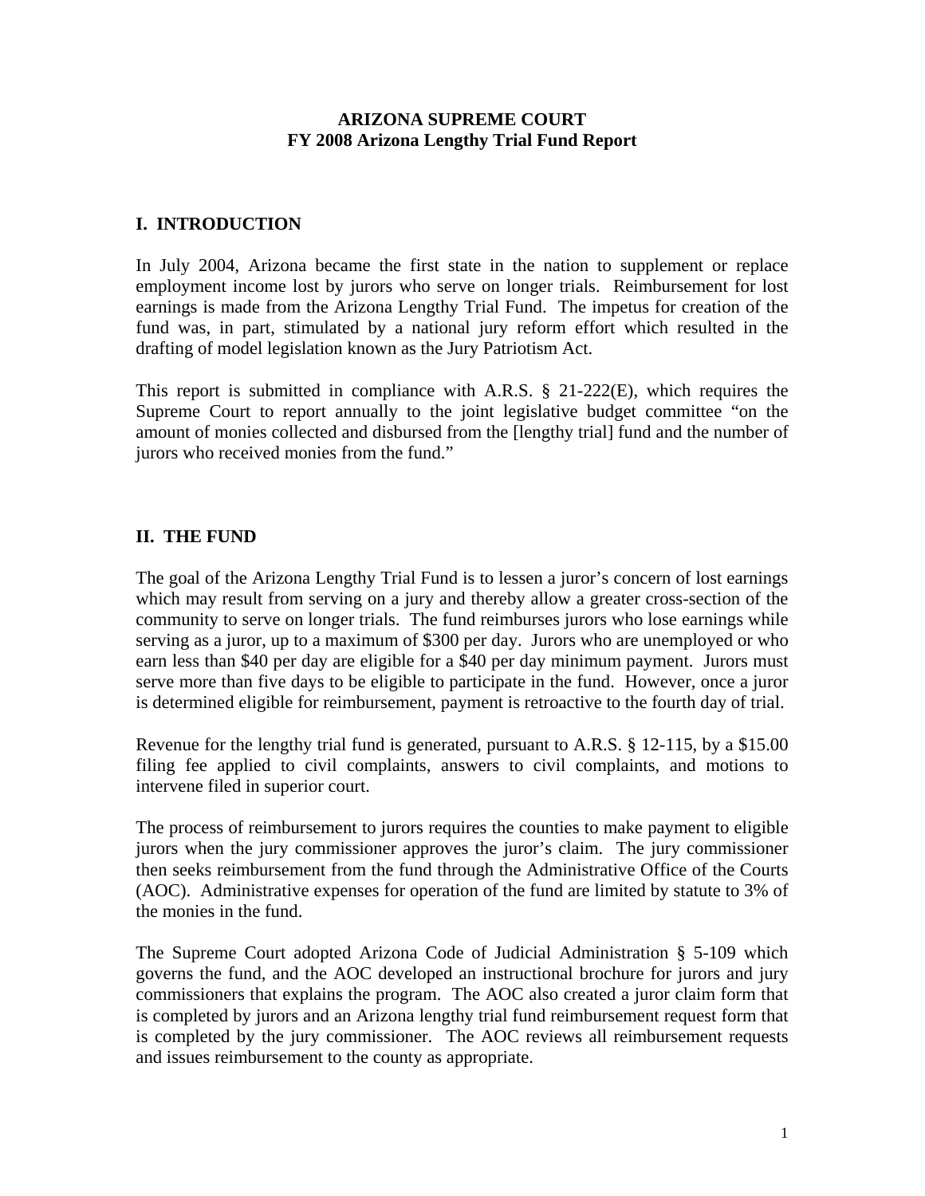**ARIZONA SUPREME COURT**
**FY 2008 Arizona Lengthy Trial Fund Report**

## I. INTRODUCTION

In July 2004, Arizona became the first state in the nation to supplement or replace employment income lost by jurors who serve on longer trials. Reimbursement for lost earnings is made from the Arizona Lengthy Trial Fund. The impetus for creation of the fund was, in part, stimulated by a national jury reform effort which resulted in the drafting of model legislation known as the Jury Patriotism Act.

This report is submitted in compliance with A.R.S. § 21-222(E), which requires the Supreme Court to report annually to the joint legislative budget committee "on the amount of monies collected and disbursed from the [lengthy trial] fund and the number of jurors who received monies from the fund."

## II. THE FUND

The goal of the Arizona Lengthy Trial Fund is to lessen a juror's concern of lost earnings which may result from serving on a jury and thereby allow a greater cross-section of the community to serve on longer trials. The fund reimburses jurors who lose earnings while serving as a juror, up to a maximum of $300 per day. Jurors who are unemployed or who earn less than $40 per day are eligible for a $40 per day minimum payment. Jurors must serve more than five days to be eligible to participate in the fund. However, once a juror is determined eligible for reimbursement, payment is retroactive to the fourth day of trial.

Revenue for the lengthy trial fund is generated, pursuant to A.R.S. § 12-115, by a $15.00 filing fee applied to civil complaints, answers to civil complaints, and motions to intervene filed in superior court.

The process of reimbursement to jurors requires the counties to make payment to eligible jurors when the jury commissioner approves the juror's claim. The jury commissioner then seeks reimbursement from the fund through the Administrative Office of the Courts (AOC). Administrative expenses for operation of the fund are limited by statute to 3% of the monies in the fund.

The Supreme Court adopted Arizona Code of Judicial Administration § 5-109 which governs the fund, and the AOC developed an instructional brochure for jurors and jury commissioners that explains the program. The AOC also created a juror claim form that is completed by jurors and an Arizona lengthy trial fund reimbursement request form that is completed by the jury commissioner. The AOC reviews all reimbursement requests and issues reimbursement to the county as appropriate.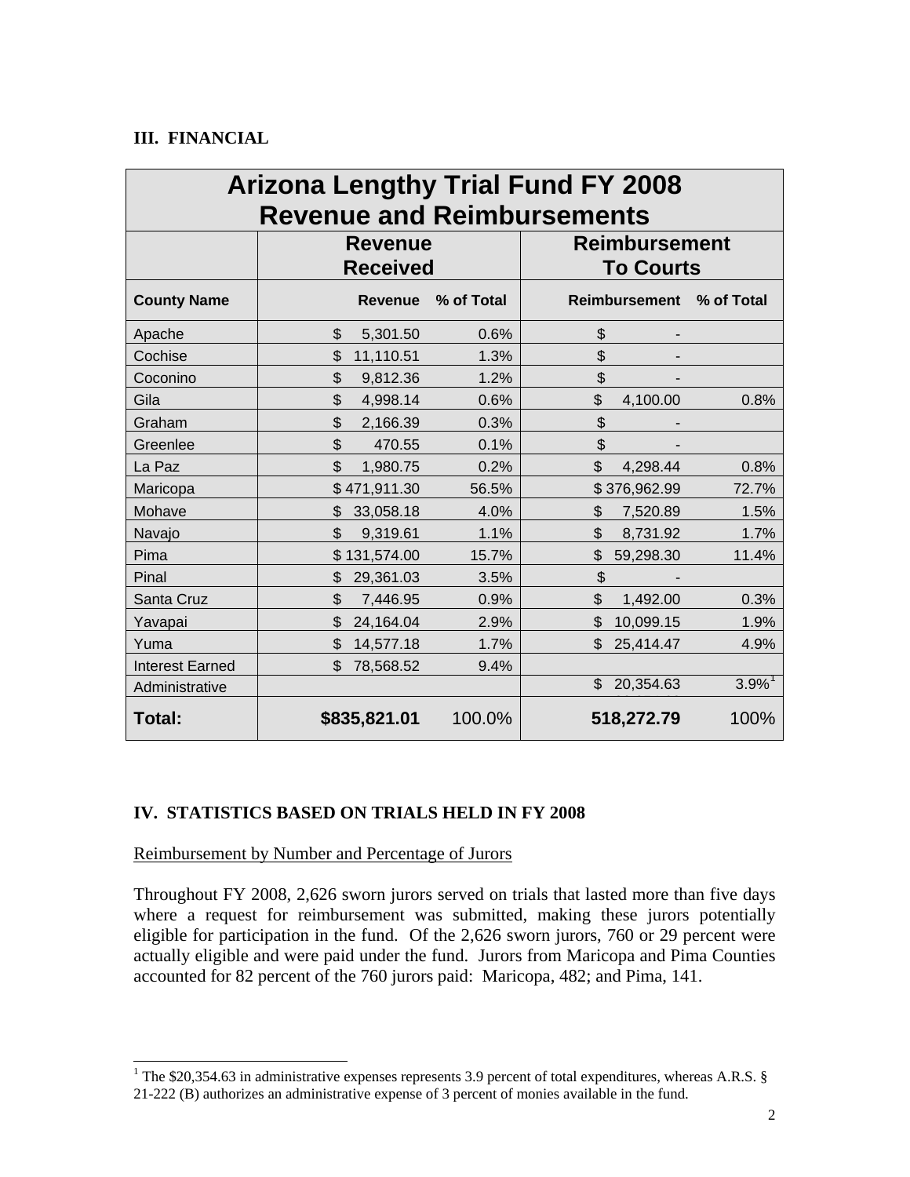### III. FINANCIAL

| Arizona Lengthy Trial Fund FY 2008 Revenue and Reimbursements | | | | |
|---|---|---|---|---|
| | Revenue Received | | Reimbursement To Courts | |
| **County Name** | **Revenue** | **% of Total** | **Reimbursement** | **% of Total** |
| Apache | $ 5,301.50 | 0.6% | $ - | |
| Cochise | $ 11,110.51 | 1.3% | $ - | |
| Coconino | $ 9,812.36 | 1.2% | $ - | |
| Gila | $ 4,998.14 | 0.6% | $ 4,100.00 | 0.8% |
| Graham | $ 2,166.39 | 0.3% | $ - | |
| Greenlee | $ 470.55 | 0.1% | $ - | |
| La Paz | $ 1,980.75 | 0.2% | $ 4,298.44 | 0.8% |
| Maricopa | $ 471,911.30 | 56.5% | $ 376,962.99 | 72.7% |
| Mohave | $ 33,058.18 | 4.0% | $ 7,520.89 | 1.5% |
| Navajo | $ 9,319.61 | 1.1% | $ 8,731.92 | 1.7% |
| Pima | $ 131,574.00 | 15.7% | $ 59,298.30 | 11.4% |
| Pinal | $ 29,361.03 | 3.5% | $ - | |
| Santa Cruz | $ 7,446.95 | 0.9% | $ 1,492.00 | 0.3% |
| Yavapai | $ 24,164.04 | 2.9% | $ 10,099.15 | 1.9% |
| Yuma | $ 14,577.18 | 1.7% | $ 25,414.47 | 4.9% |
| Interest Earned | $ 78,568.52 | 9.4% | | |
| Administrative | | | $ 20,354.63 | 3.9%[1] |
| **Total:** | **$835,821.01** | 100.0% | **518,272.79** | 100% |

### IV. STATISTICS BASED ON TRIALS HELD IN FY 2008

Reimbursement by Number and Percentage of Jurors

Throughout FY 2008, 2,626 sworn jurors served on trials that lasted more than five days where a request for reimbursement was submitted, making these jurors potentially eligible for participation in the fund. Of the 2,626 sworn jurors, 760 or 29 percent were actually eligible and were paid under the fund. Jurors from Maricopa and Pima Counties accounted for 82 percent of the 760 jurors paid: Maricopa, 482; and Pima, 141.

---

[1] The $20,354.63 in administrative expenses represents 3.9 percent of total expenditures, whereas A.R.S. § 21-222 (B) authorizes an administrative expense of 3 percent of monies available in the fund.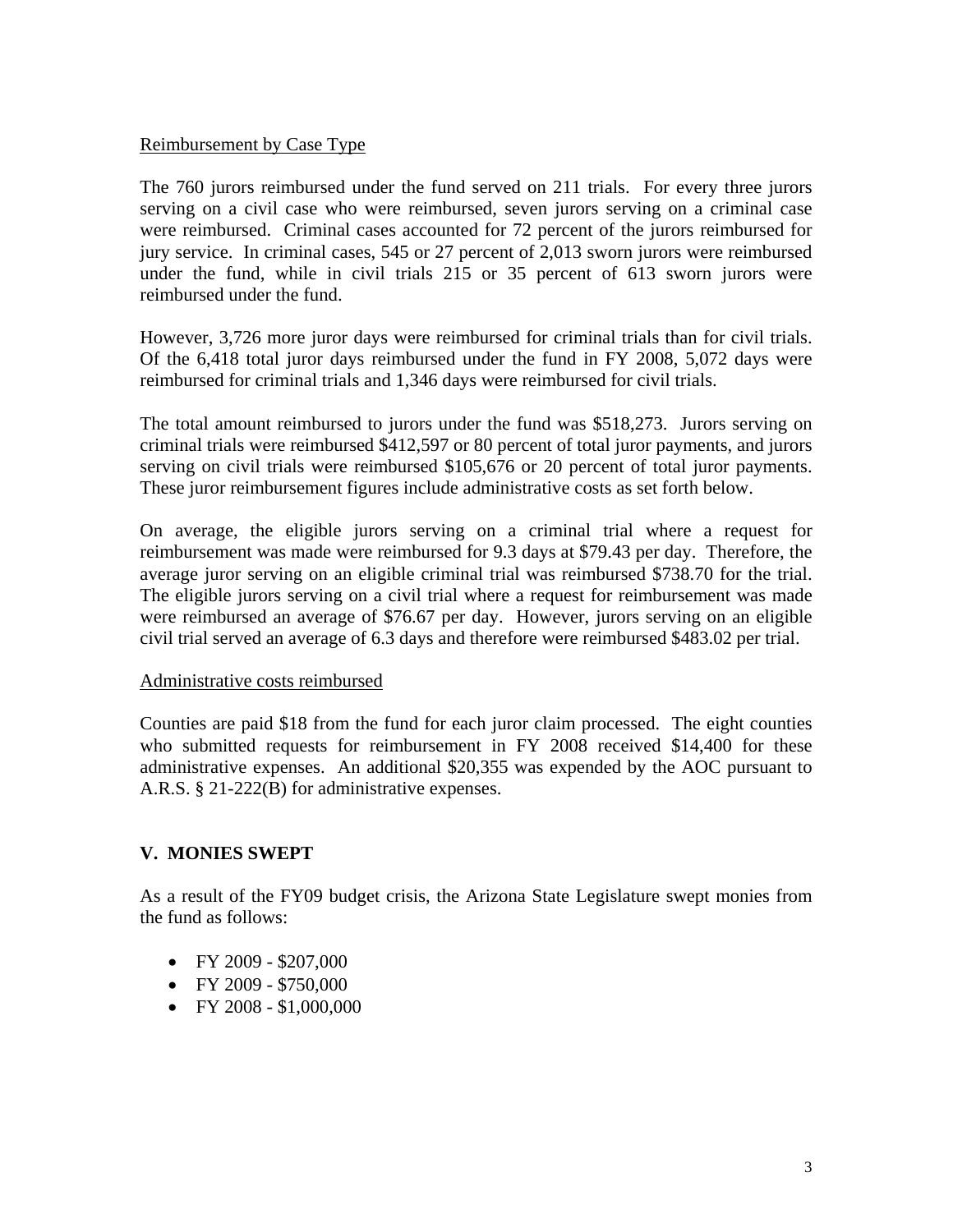Reimbursement by Case Type

The 760 jurors reimbursed under the fund served on 211 trials. For every three jurors serving on a civil case who were reimbursed, seven jurors serving on a criminal case were reimbursed. Criminal cases accounted for 72 percent of the jurors reimbursed for jury service. In criminal cases, 545 or 27 percent of 2,013 sworn jurors were reimbursed under the fund, while in civil trials 215 or 35 percent of 613 sworn jurors were reimbursed under the fund.

However, 3,726 more juror days were reimbursed for criminal trials than for civil trials. Of the 6,418 total juror days reimbursed under the fund in FY 2008, 5,072 days were reimbursed for criminal trials and 1,346 days were reimbursed for civil trials.

The total amount reimbursed to jurors under the fund was $518,273. Jurors serving on criminal trials were reimbursed $412,597 or 80 percent of total juror payments, and jurors serving on civil trials were reimbursed $105,676 or 20 percent of total juror payments. These juror reimbursement figures include administrative costs as set forth below.

On average, the eligible jurors serving on a criminal trial where a request for reimbursement was made were reimbursed for 9.3 days at $79.43 per day. Therefore, the average juror serving on an eligible criminal trial was reimbursed $738.70 for the trial. The eligible jurors serving on a civil trial where a request for reimbursement was made were reimbursed an average of $76.67 per day. However, jurors serving on an eligible civil trial served an average of 6.3 days and therefore were reimbursed $483.02 per trial.

Administrative costs reimbursed

Counties are paid $18 from the fund for each juror claim processed. The eight counties who submitted requests for reimbursement in FY 2008 received $14,400 for these administrative expenses. An additional $20,355 was expended by the AOC pursuant to A.R.S. § 21-222(B) for administrative expenses.

## V. MONIES SWEPT

As a result of the FY09 budget crisis, the Arizona State Legislature swept monies from the fund as follows:

- FY 2009 - $207,000
- FY 2009 - $750,000
- FY 2008 - $1,000,000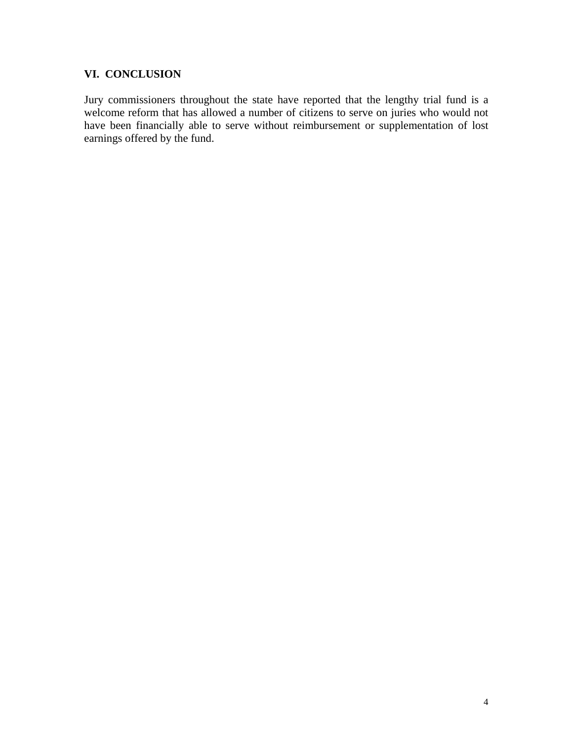## VI. CONCLUSION

Jury commissioners throughout the state have reported that the lengthy trial fund is a welcome reform that has allowed a number of citizens to serve on juries who would not have been financially able to serve without reimbursement or supplementation of lost earnings offered by the fund.